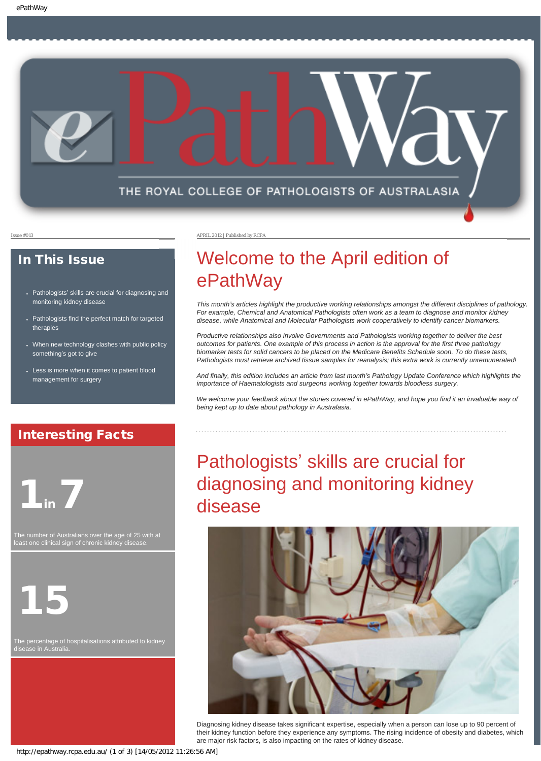# ePathWay

THE ROYAL COLLEGE OF PATHOLOGISTS OF AUSTRALASIA

Issue #013

APRIL 2012 | Published by RCPA

## In This Issue

- Pathologists' skills are crucial for diagnosing and monitoring kidney disease
- Pathologists find the perfect match for targeted therapies
- When new technology clashes with public policy something's got to give
- Less is more when it comes to patient blood management for surgery

## Interesting Facts

**1 in 7**

The number of Australians over the age of 25 with at least one clinical sign of chronic kidney disease.

**15**

The percentage of hospitalisations attributed to kidney disease in Australia.

# Welcome to the April edition of ePathWay

*This month's articles highlight the productive working relationships amongst the different disciplines of pathology. For example, Chemical and Anatomical Pathologists often work as a team to diagnose and monitor kidney disease, while Anatomical and Molecular Pathologists work cooperatively to identify cancer biomarkers.*

*Productive relationships also involve Governments and Pathologists working together to deliver the best outcomes for patients. One example of this process in action is the approval for the first three pathology biomarker tests for solid cancers to be placed on the Medicare Benefits Schedule soon. To do these tests, Pathologists must retrieve archived tissue samples for reanalysis; this extra work is currently unremunerated!*

*And finally, this edition includes an article from last month's Pathology Update Conference which highlights the importance of Haematologists and surgeons working together towards bloodless surgery.*

*We welcome your feedback about the stories covered in ePathWay, and hope you find it an invaluable way of being kept up to date about pathology in Australasia.*

# Pathologists' skills are crucial for diagnosing and monitoring kidney disease

Diagnosing kidney disease takes significant expertise, especially when a person can lose up to 90 percent of their kidney function before they experience any symptoms. The rising incidence of obesity and diabetes, which are major risk factors, is also impacting on the rates of kidney disease.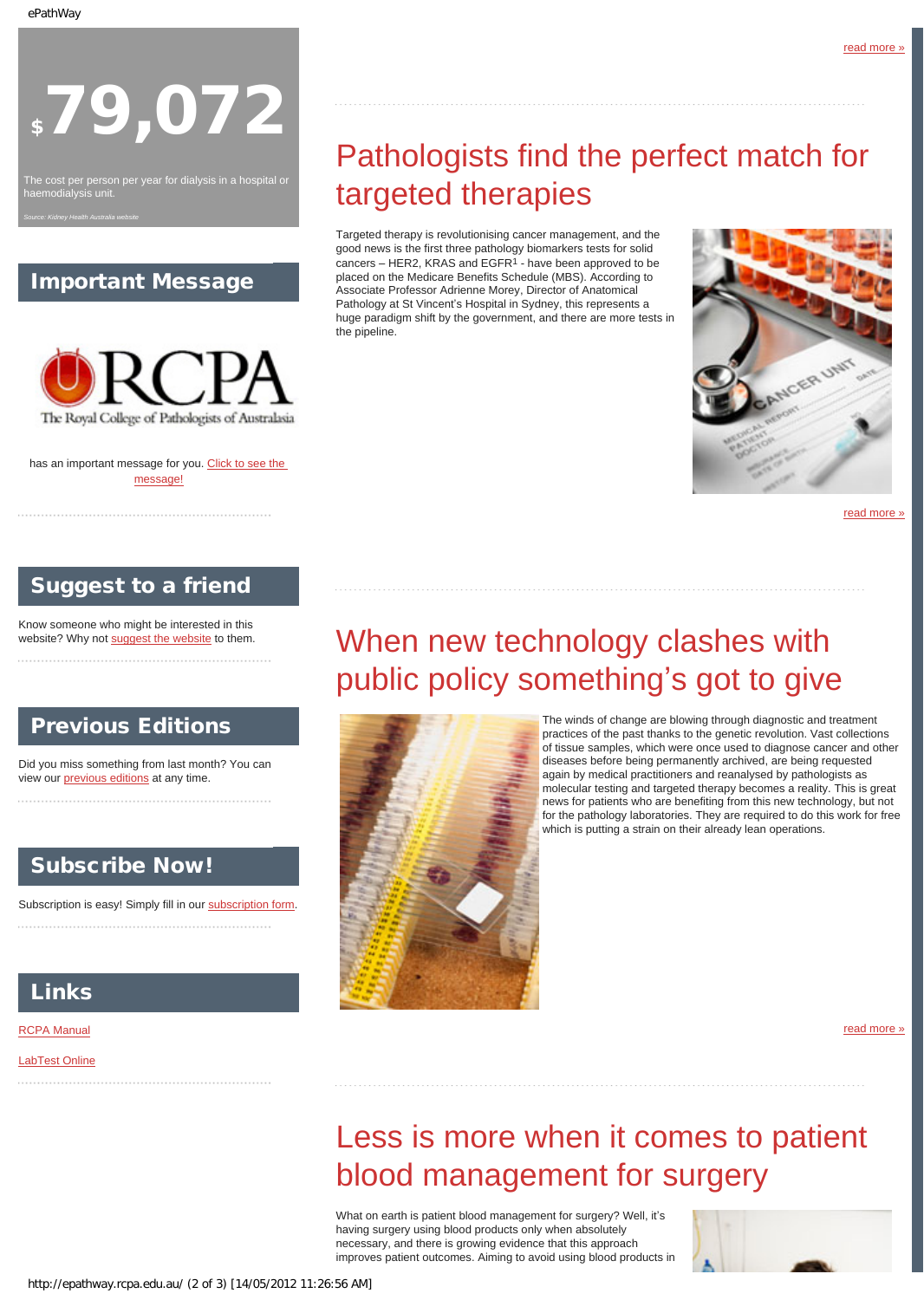$79,072

The cost per person per year for dialysis in a hospital or haemodialysis unit.

*Source: Kidney Health Australia website*

## Important Message

The Royal College of Pathologists of Australasia

has an important message for you. Click to see the message!

## Suggest to a friend

Know someone who might be interested in this website? Why not suggest the website to them.

## Previous Editions

Did you miss something from last month? You can view our previous editions at any time.

## Subscribe Now!

Subscription is easy! Simply fill in our subscription form.

## Links

RCPA Manual

LabTest Online

read more »

# Pathologists find the perfect match for targeted therapies

Targeted therapy is revolutionising cancer management, and the good news is the first three pathology biomarkers tests for solid cancers – HER2, KRAS and EGFR[1] - have been approved to be placed on the Medicare Benefits Schedule (MBS). According to Associate Professor Adrienne Morey, Director of Anatomical Pathology at St Vincent's Hospital in Sydney, this represents a huge paradigm shift by the government, and there are more tests in the pipeline.

read more »

# When new technology clashes with public policy something's got to give

The winds of change are blowing through diagnostic and treatment practices of the past thanks to the genetic revolution. Vast collections of tissue samples, which were once used to diagnose cancer and other diseases before being permanently archived, are being requested again by medical practitioners and reanalysed by pathologists as molecular testing and targeted therapy becomes a reality. This is great news for patients who are benefiting from this new technology, but not for the pathology laboratories. They are required to do this work for free which is putting a strain on their already lean operations.

read more »

# Less is more when it comes to patient blood management for surgery

What on earth is patient blood management for surgery? Well, it's having surgery using blood products only when absolutely necessary, and there is growing evidence that this approach improves patient outcomes. Aiming to avoid using blood products in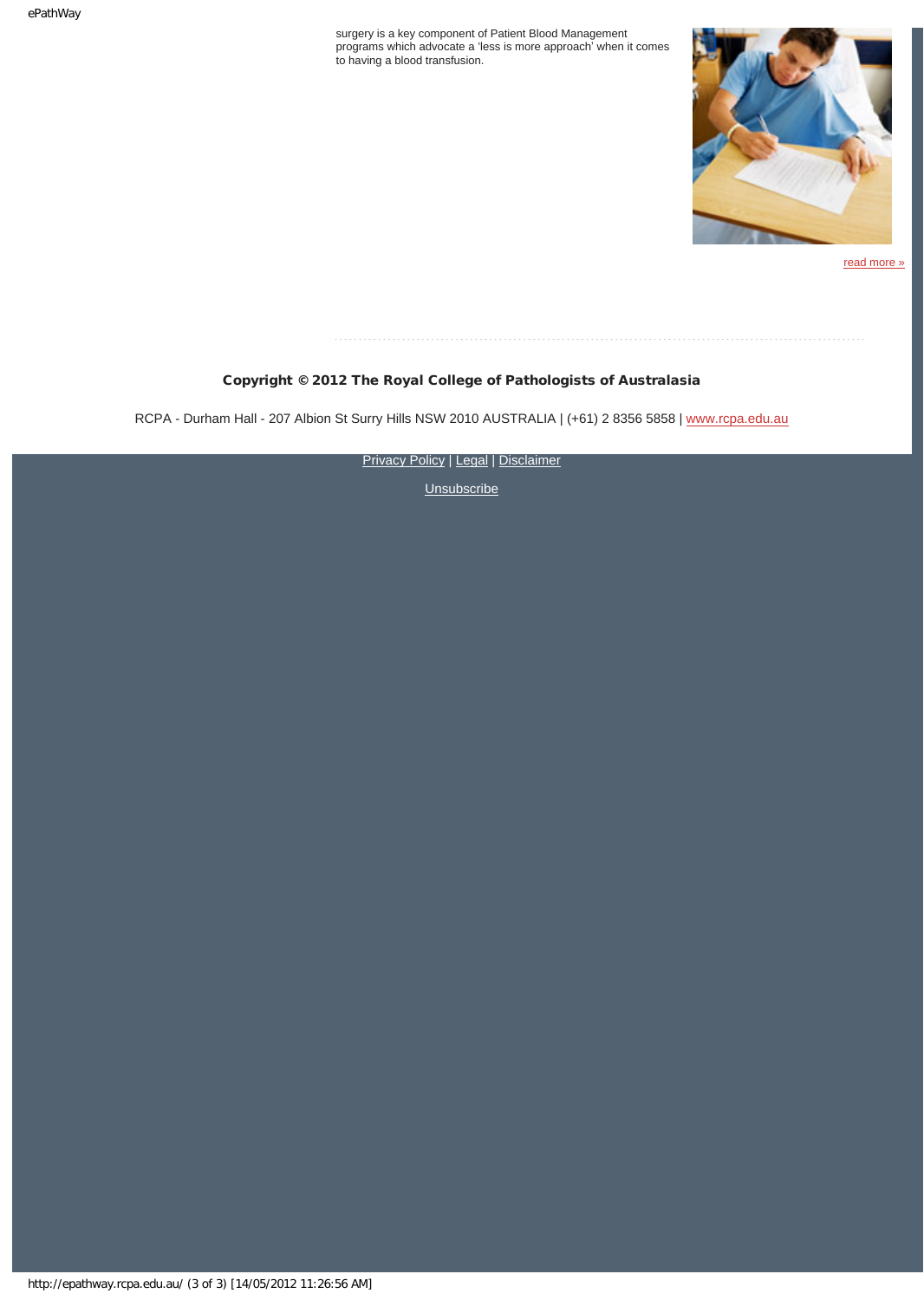surgery is a key component of Patient Blood Management programs which advocate a 'less is more approach' when it comes to having a blood transfusion.

read more »

**Copyright © 2012 The Royal College of Pathologists of Australasia**

RCPA - Durham Hall - 207 Albion St Surry Hills NSW 2010 AUSTRALIA | (+61) 2 8356 5858 | www.rcpa.edu.au

Privacy Policy | Legal | Disclaimer

Unsubscribe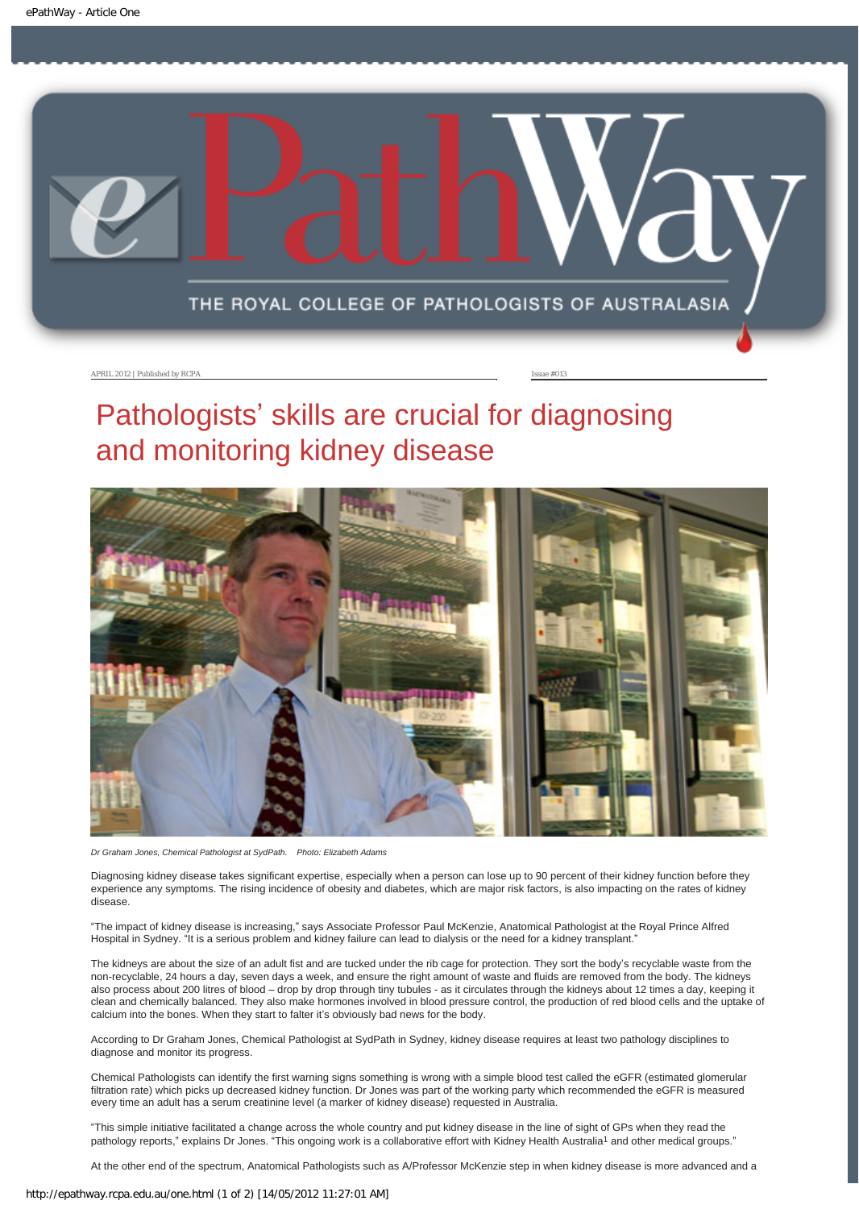APRIL 2012 | Published by RCPA Issue #013

# Pathologists' skills are crucial for diagnosing and monitoring kidney disease

*Dr Graham Jones, Chemical Pathologist at SydPath. Photo: Elizabeth Adams*

Diagnosing kidney disease takes significant expertise, especially when a person can lose up to 90 percent of their kidney function before they experience any symptoms. The rising incidence of obesity and diabetes, which are major risk factors, is also impacting on the rates of kidney disease.

"The impact of kidney disease is increasing," says Associate Professor Paul McKenzie, Anatomical Pathologist at the Royal Prince Alfred Hospital in Sydney. "It is a serious problem and kidney failure can lead to dialysis or the need for a kidney transplant."

The kidneys are about the size of an adult fist and are tucked under the rib cage for protection. They sort the body's recyclable waste from the non-recyclable, 24 hours a day, seven days a week, and ensure the right amount of waste and fluids are removed from the body. The kidneys also process about 200 litres of blood – drop by drop through tiny tubules - as it circulates through the kidneys about 12 times a day, keeping it clean and chemically balanced. They also make hormones involved in blood pressure control, the production of red blood cells and the uptake of calcium into the bones. When they start to falter it's obviously bad news for the body.

According to Dr Graham Jones, Chemical Pathologist at SydPath in Sydney, kidney disease requires at least two pathology disciplines to diagnose and monitor its progress.

Chemical Pathologists can identify the first warning signs something is wrong with a simple blood test called the eGFR (estimated glomerular filtration rate) which picks up decreased kidney function. Dr Jones was part of the working party which recommended the eGFR is measured every time an adult has a serum creatinine level (a marker of kidney disease) requested in Australia.

"This simple initiative facilitated a change across the whole country and put kidney disease in the line of sight of GPs when they read the pathology reports," explains Dr Jones. "This ongoing work is a collaborative effort with Kidney Health Australia[1] and other medical groups."

At the other end of the spectrum, Anatomical Pathologists such as A/Professor McKenzie step in when kidney disease is more advanced and a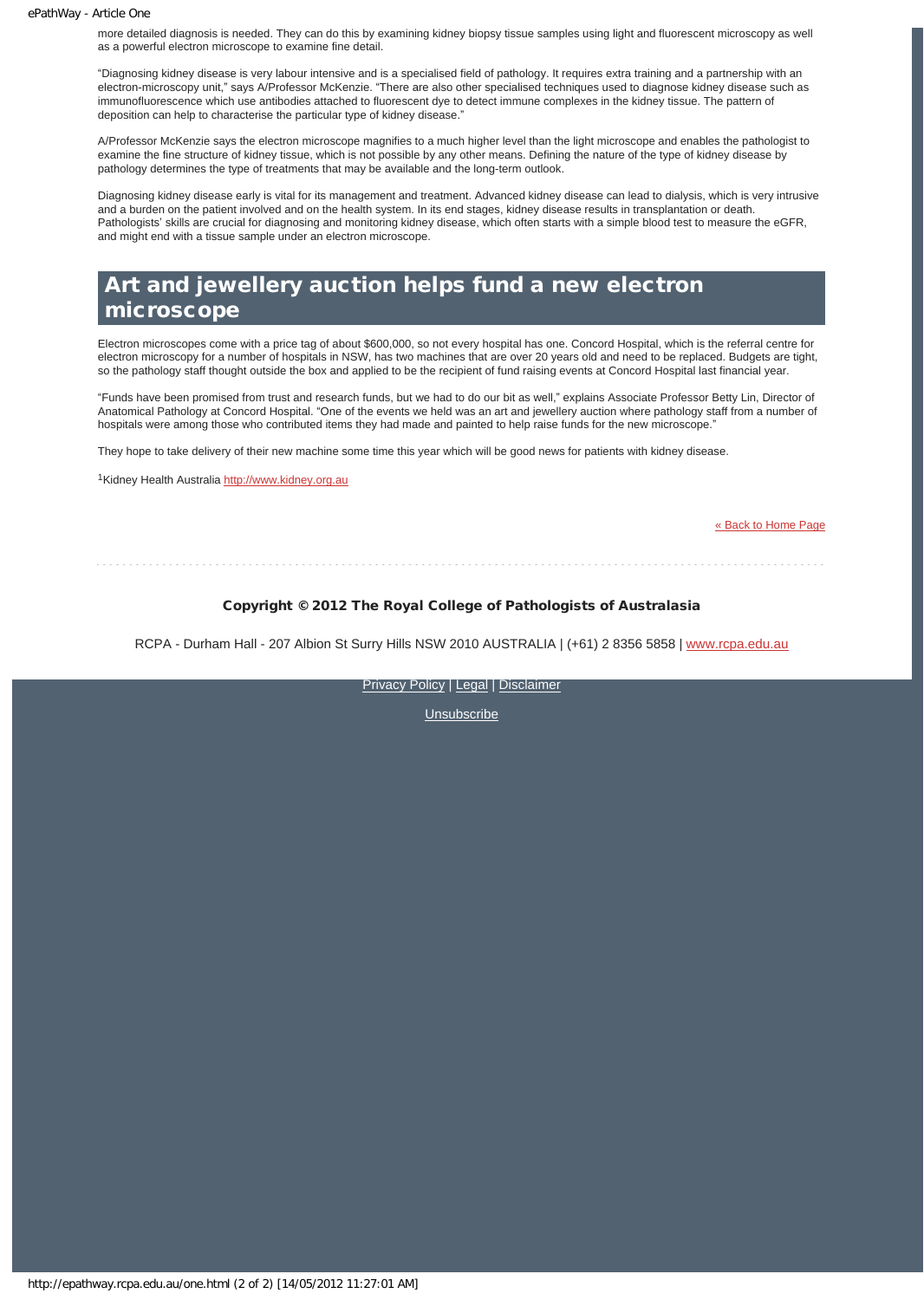more detailed diagnosis is needed. They can do this by examining kidney biopsy tissue samples using light and fluorescent microscopy as well as a powerful electron microscope to examine fine detail.

"Diagnosing kidney disease is very labour intensive and is a specialised field of pathology. It requires extra training and a partnership with an electron-microscopy unit," says A/Professor McKenzie. "There are also other specialised techniques used to diagnose kidney disease such as immunofluorescence which use antibodies attached to fluorescent dye to detect immune complexes in the kidney tissue. The pattern of deposition can help to characterise the particular type of kidney disease."

A/Professor McKenzie says the electron microscope magnifies to a much higher level than the light microscope and enables the pathologist to examine the fine structure of kidney tissue, which is not possible by any other means. Defining the nature of the type of kidney disease by pathology determines the type of treatments that may be available and the long-term outlook.

Diagnosing kidney disease early is vital for its management and treatment. Advanced kidney disease can lead to dialysis, which is very intrusive and a burden on the patient involved and on the health system. In its end stages, kidney disease results in transplantation or death. Pathologists' skills are crucial for diagnosing and monitoring kidney disease, which often starts with a simple blood test to measure the eGFR, and might end with a tissue sample under an electron microscope.

## Art and jewellery auction helps fund a new electron microscope

Electron microscopes come with a price tag of about $600,000, so not every hospital has one. Concord Hospital, which is the referral centre for electron microscopy for a number of hospitals in NSW, has two machines that are over 20 years old and need to be replaced. Budgets are tight, so the pathology staff thought outside the box and applied to be the recipient of fund raising events at Concord Hospital last financial year.

"Funds have been promised from trust and research funds, but we had to do our bit as well," explains Associate Professor Betty Lin, Director of Anatomical Pathology at Concord Hospital. "One of the events we held was an art and jewellery auction where pathology staff from a number of hospitals were among those who contributed items they had made and painted to help raise funds for the new microscope."

They hope to take delivery of their new machine some time this year which will be good news for patients with kidney disease.

[1]Kidney Health Australia http://www.kidney.org.au

« Back to Home Page

**Copyright © 2012 The Royal College of Pathologists of Australasia**

RCPA - Durham Hall - 207 Albion St Surry Hills NSW 2010 AUSTRALIA | (+61) 2 8356 5858 | www.rcpa.edu.au

Privacy Policy | Legal | Disclaimer

Unsubscribe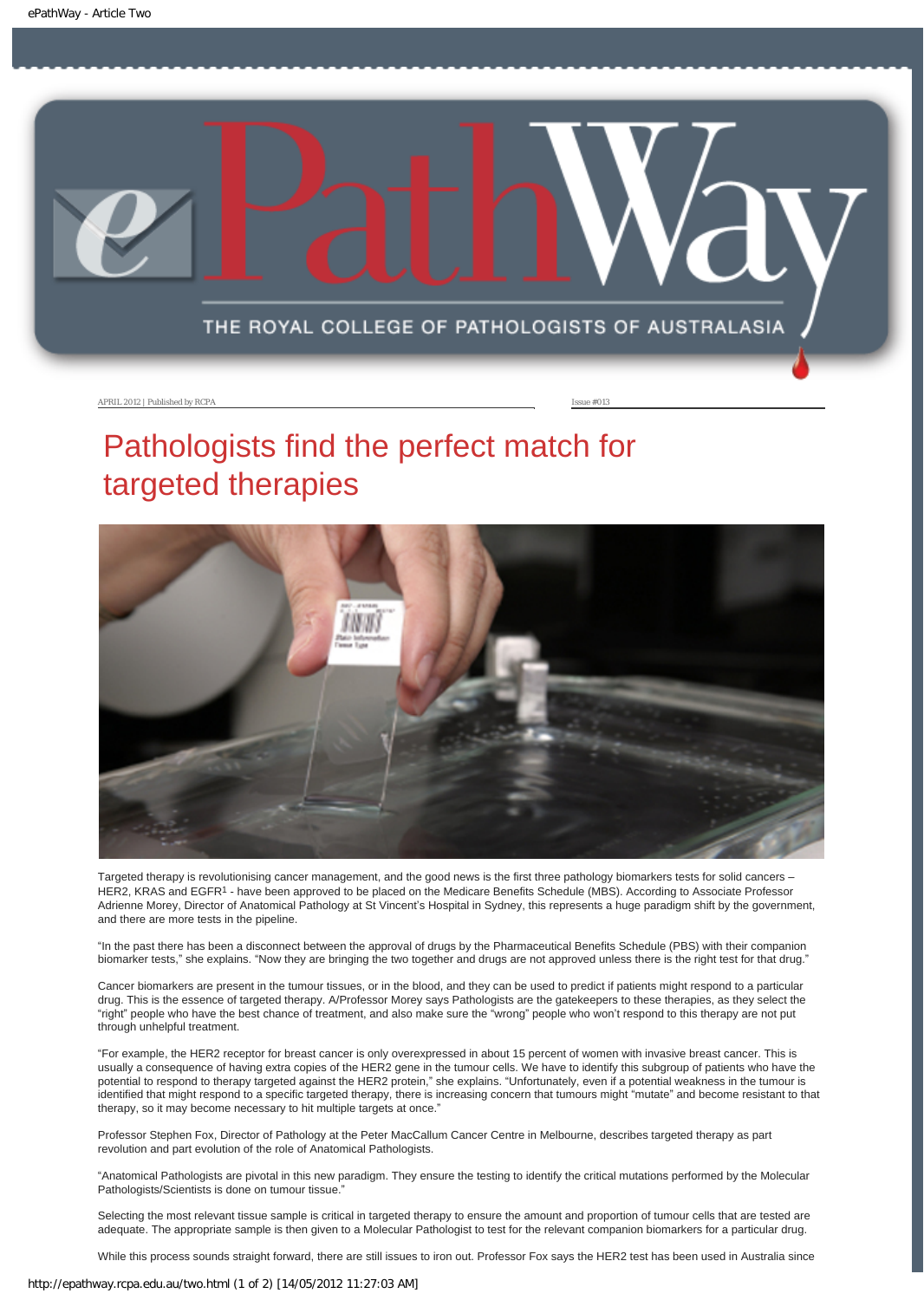# Pathologists find the perfect match for targeted therapies

Targeted therapy is revolutionising cancer management, and the good news is the first three pathology biomarkers tests for solid cancers – HER2, KRAS and EGFR[1] - have been approved to be placed on the Medicare Benefits Schedule (MBS). According to Associate Professor Adrienne Morey, Director of Anatomical Pathology at St Vincent's Hospital in Sydney, this represents a huge paradigm shift by the government, and there are more tests in the pipeline.

"In the past there has been a disconnect between the approval of drugs by the Pharmaceutical Benefits Schedule (PBS) with their companion biomarker tests," she explains. "Now they are bringing the two together and drugs are not approved unless there is the right test for that drug."

Cancer biomarkers are present in the tumour tissues, or in the blood, and they can be used to predict if patients might respond to a particular drug. This is the essence of targeted therapy. A/Professor Morey says Pathologists are the gatekeepers to these therapies, as they select the "right" people who have the best chance of treatment, and also make sure the "wrong" people who won't respond to this therapy are not put through unhelpful treatment.

"For example, the HER2 receptor for breast cancer is only overexpressed in about 15 percent of women with invasive breast cancer. This is usually a consequence of having extra copies of the HER2 gene in the tumour cells. We have to identify this subgroup of patients who have the potential to respond to therapy targeted against the HER2 protein," she explains. "Unfortunately, even if a potential weakness in the tumour is identified that might respond to a specific targeted therapy, there is increasing concern that tumours might "mutate" and become resistant to that therapy, so it may become necessary to hit multiple targets at once."

Professor Stephen Fox, Director of Pathology at the Peter MacCallum Cancer Centre in Melbourne, describes targeted therapy as part revolution and part evolution of the role of Anatomical Pathologists.

"Anatomical Pathologists are pivotal in this new paradigm. They ensure the testing to identify the critical mutations performed by the Molecular Pathologists/Scientists is done on tumour tissue."

Selecting the most relevant tissue sample is critical in targeted therapy to ensure the amount and proportion of tumour cells that are tested are adequate. The appropriate sample is then given to a Molecular Pathologist to test for the relevant companion biomarkers for a particular drug.

While this process sounds straight forward, there are still issues to iron out. Professor Fox says the HER2 test has been used in Australia since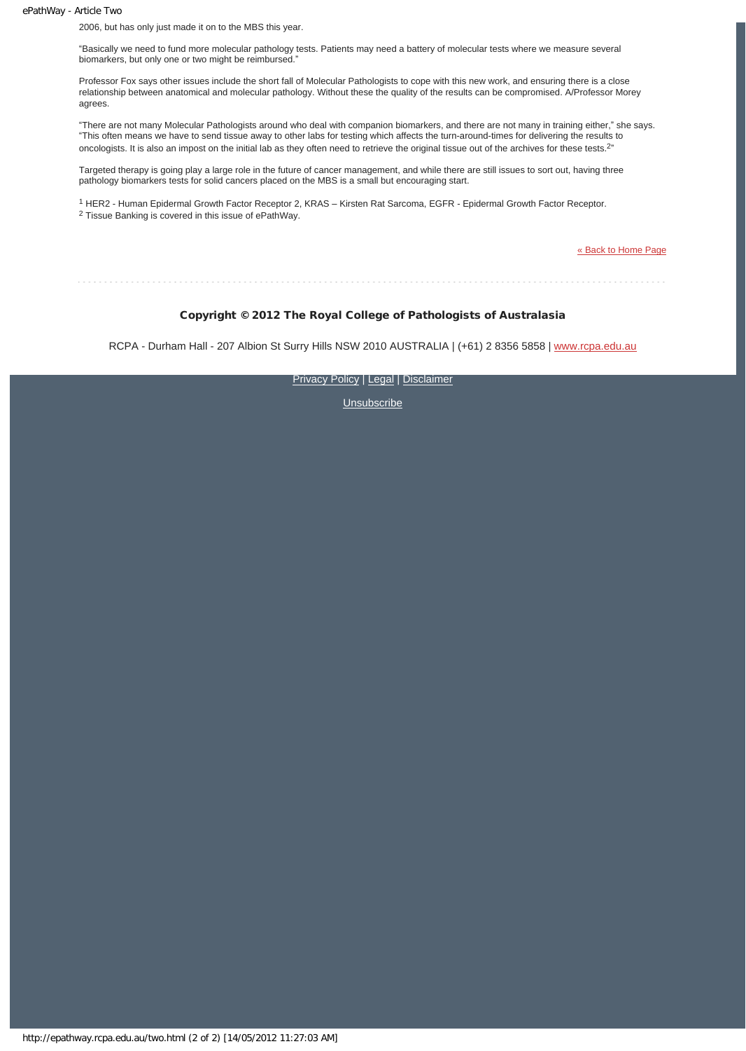2006, but has only just made it on to the MBS this year.

"Basically we need to fund more molecular pathology tests. Patients may need a battery of molecular tests where we measure several biomarkers, but only one or two might be reimbursed."

Professor Fox says other issues include the short fall of Molecular Pathologists to cope with this new work, and ensuring there is a close relationship between anatomical and molecular pathology. Without these the quality of the results can be compromised. A/Professor Morey agrees.

"There are not many Molecular Pathologists around who deal with companion biomarkers, and there are not many in training either," she says. "This often means we have to send tissue away to other labs for testing which affects the turn-around-times for delivering the results to oncologists. It is also an impost on the initial lab as they often need to retrieve the original tissue out of the archives for these tests.[2]"

Targeted therapy is going play a large role in the future of cancer management, and while there are still issues to sort out, having three pathology biomarkers tests for solid cancers placed on the MBS is a small but encouraging start.

[1] HER2 - Human Epidermal Growth Factor Receptor 2, KRAS – Kirsten Rat Sarcoma, EGFR - Epidermal Growth Factor Receptor.
[2] Tissue Banking is covered in this issue of ePathWay.

« Back to Home Page

**Copyright © 2012 The Royal College of Pathologists of Australasia**

RCPA - Durham Hall - 207 Albion St Surry Hills NSW 2010 AUSTRALIA | (+61) 2 8356 5858 | www.rcpa.edu.au

Privacy Policy | Legal | Disclaimer

Unsubscribe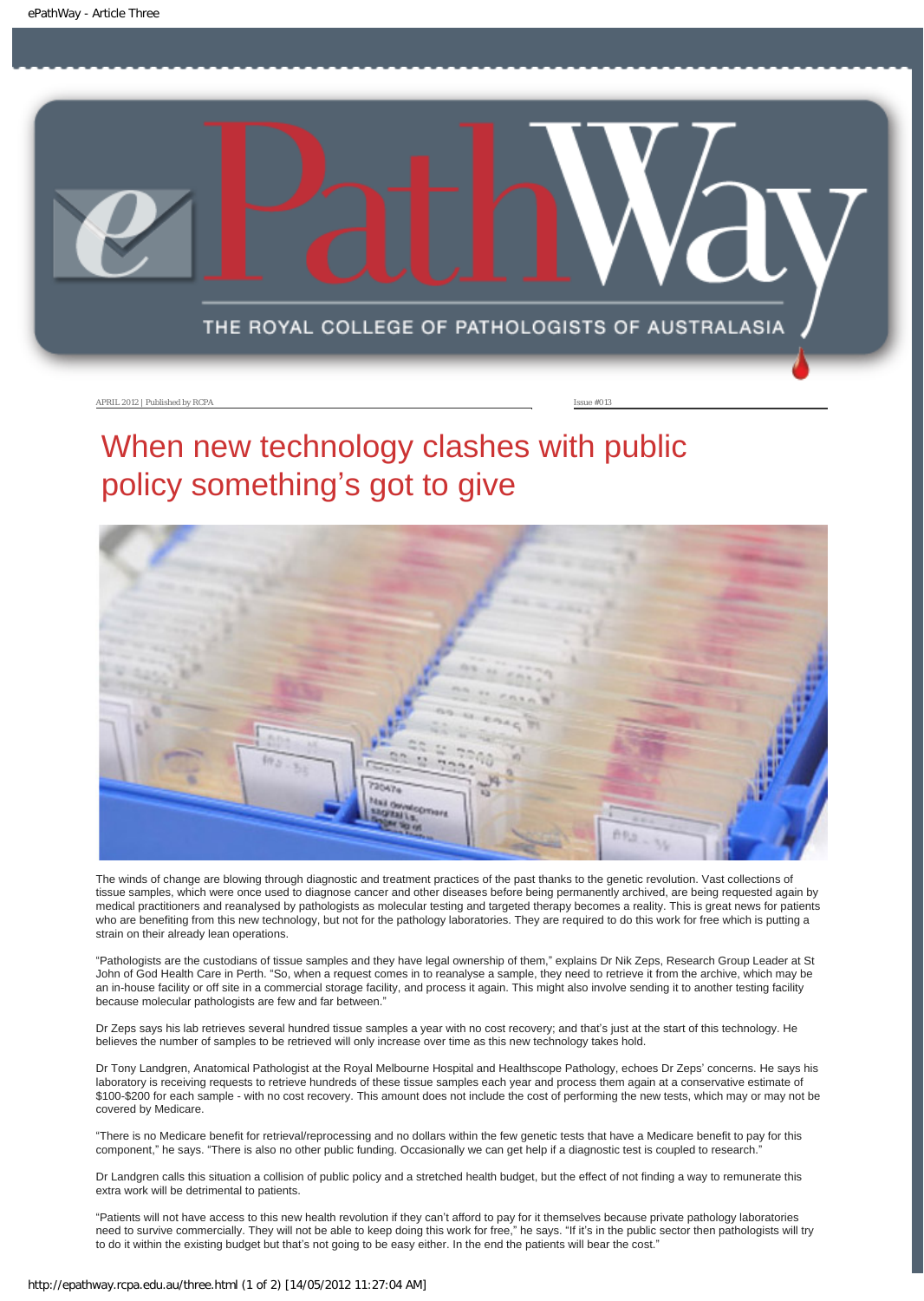APRIL 2012 | Published by RCPA

Issue #013

# When new technology clashes with public policy something's got to give

The winds of change are blowing through diagnostic and treatment practices of the past thanks to the genetic revolution. Vast collections of tissue samples, which were once used to diagnose cancer and other diseases before being permanently archived, are being requested again by medical practitioners and reanalysed by pathologists as molecular testing and targeted therapy becomes a reality. This is great news for patients who are benefiting from this new technology, but not for the pathology laboratories. They are required to do this work for free which is putting a strain on their already lean operations.

"Pathologists are the custodians of tissue samples and they have legal ownership of them," explains Dr Nik Zeps, Research Group Leader at St John of God Health Care in Perth. "So, when a request comes in to reanalyse a sample, they need to retrieve it from the archive, which may be an in-house facility or off site in a commercial storage facility, and process it again. This might also involve sending it to another testing facility because molecular pathologists are few and far between."

Dr Zeps says his lab retrieves several hundred tissue samples a year with no cost recovery; and that's just at the start of this technology. He believes the number of samples to be retrieved will only increase over time as this new technology takes hold.

Dr Tony Landgren, Anatomical Pathologist at the Royal Melbourne Hospital and Healthscope Pathology, echoes Dr Zeps' concerns. He says his laboratory is receiving requests to retrieve hundreds of these tissue samples each year and process them again at a conservative estimate of $100-$200 for each sample - with no cost recovery. This amount does not include the cost of performing the new tests, which may or may not be covered by Medicare.

"There is no Medicare benefit for retrieval/reprocessing and no dollars within the few genetic tests that have a Medicare benefit to pay for this component," he says. "There is also no other public funding. Occasionally we can get help if a diagnostic test is coupled to research."

Dr Landgren calls this situation a collision of public policy and a stretched health budget, but the effect of not finding a way to remunerate this extra work will be detrimental to patients.

"Patients will not have access to this new health revolution if they can't afford to pay for it themselves because private pathology laboratories need to survive commercially. They will not be able to keep doing this work for free," he says. "If it's in the public sector then pathologists will try to do it within the existing budget but that's not going to be easy either. In the end the patients will bear the cost."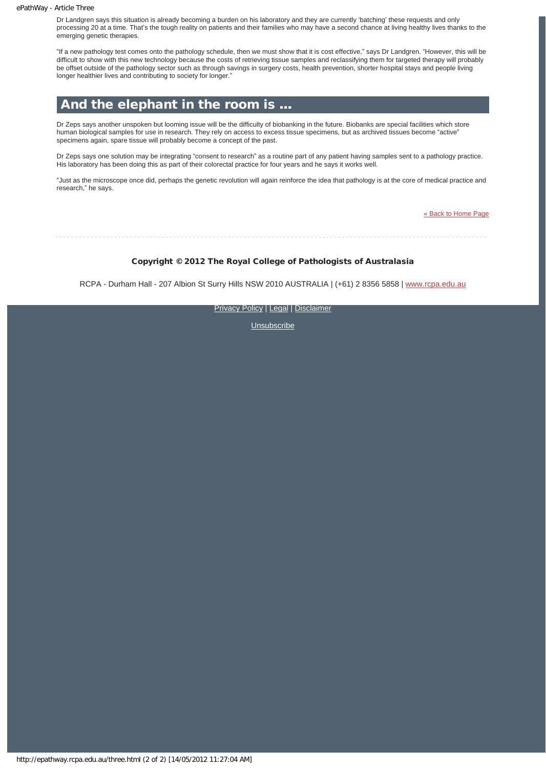Dr Landgren says this situation is already becoming a burden on his laboratory and they are currently 'batching' these requests and only processing 20 at a time. That's the tough reality on patients and their families who may have a second chance at living healthy lives thanks to the emerging genetic therapies.

"If a new pathology test comes onto the pathology schedule, then we must show that it is cost effective," says Dr Landgren. "However, this will be difficult to show with this new technology because the costs of retrieving tissue samples and reclassifying them for targeted therapy will probably be offset outside of the pathology sector such as through savings in surgery costs, health prevention, shorter hospital stays and people living longer healthier lives and contributing to society for longer."

## And the elephant in the room is …

Dr Zeps says another unspoken but looming issue will be the difficulty of biobanking in the future. Biobanks are special facilities which store human biological samples for use in research. They rely on access to excess tissue specimens, but as archived tissues become "active" specimens again, spare tissue will probably become a concept of the past.

Dr Zeps says one solution may be integrating "consent to research" as a routine part of any patient having samples sent to a pathology practice. His laboratory has been doing this as part of their colorectal practice for four years and he says it works well.

"Just as the microscope once did, perhaps the genetic revolution will again reinforce the idea that pathology is at the core of medical practice and research," he says.

[« Back to Home Page]

**Copyright © 2012 The Royal College of Pathologists of Australasia**

RCPA - Durham Hall - 207 Albion St Surry Hills NSW 2010 AUSTRALIA | (+61) 2 8356 5858 | www.rcpa.edu.au

Privacy Policy | Legal | Disclaimer

Unsubscribe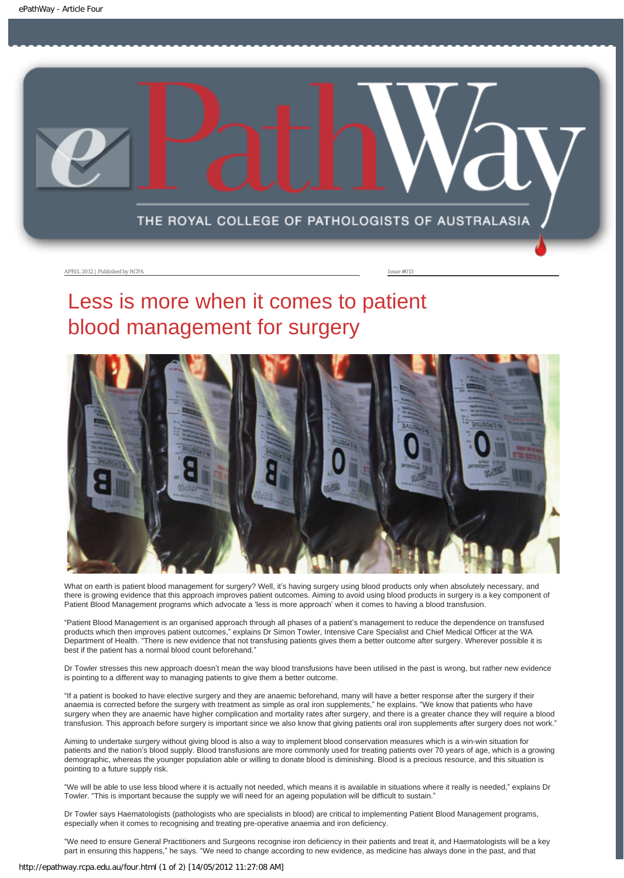APRIL 2012 | Published by RCPA

Issue #013

# Less is more when it comes to patient blood management for surgery

What on earth is patient blood management for surgery? Well, it's having surgery using blood products only when absolutely necessary, and there is growing evidence that this approach improves patient outcomes. Aiming to avoid using blood products in surgery is a key component of Patient Blood Management programs which advocate a 'less is more approach' when it comes to having a blood transfusion.

"Patient Blood Management is an organised approach through all phases of a patient's management to reduce the dependence on transfused products which then improves patient outcomes," explains Dr Simon Towler, Intensive Care Specialist and Chief Medical Officer at the WA Department of Health. "There is new evidence that not transfusing patients gives them a better outcome after surgery. Wherever possible it is best if the patient has a normal blood count beforehand."

Dr Towler stresses this new approach doesn't mean the way blood transfusions have been utilised in the past is wrong, but rather new evidence is pointing to a different way to managing patients to give them a better outcome.

"If a patient is booked to have elective surgery and they are anaemic beforehand, many will have a better response after the surgery if their anaemia is corrected before the surgery with treatment as simple as oral iron supplements," he explains. "We know that patients who have surgery when they are anaemic have higher complication and mortality rates after surgery, and there is a greater chance they will require a blood transfusion. This approach before surgery is important since we also know that giving patients oral iron supplements after surgery does not work."

Aiming to undertake surgery without giving blood is also a way to implement blood conservation measures which is a win-win situation for patients and the nation's blood supply. Blood transfusions are more commonly used for treating patients over 70 years of age, which is a growing demographic, whereas the younger population able or willing to donate blood is diminishing. Blood is a precious resource, and this situation is pointing to a future supply risk.

"We will be able to use less blood where it is actually not needed, which means it is available in situations where it really is needed," explains Dr Towler. "This is important because the supply we will need for an ageing population will be difficult to sustain."

Dr Towler says Haematologists (pathologists who are specialists in blood) are critical to implementing Patient Blood Management programs, especially when it comes to recognising and treating pre-operative anaemia and iron deficiency.

"We need to ensure General Practitioners and Surgeons recognise iron deficiency in their patients and treat it, and Haematologists will be a key part in ensuring this happens," he says. "We need to change according to new evidence, as medicine has always done in the past, and that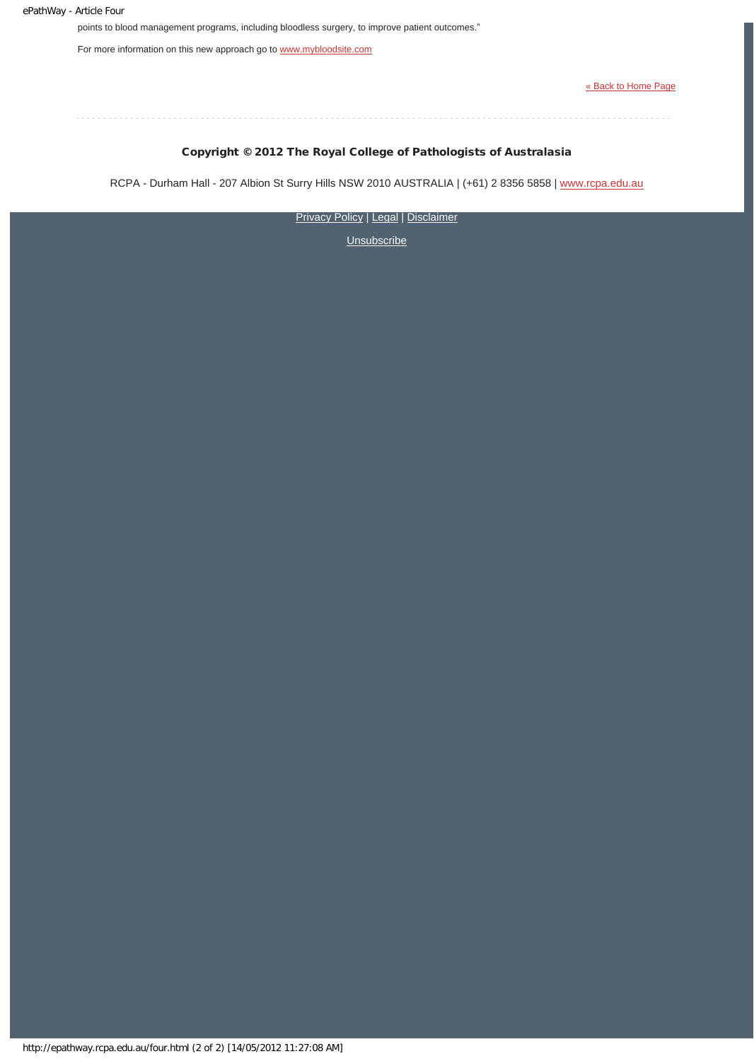points to blood management programs, including bloodless surgery, to improve patient outcomes."

For more information on this new approach go to www.mybloodsite.com

« Back to Home Page

**Copyright © 2012 The Royal College of Pathologists of Australasia**

RCPA - Durham Hall - 207 Albion St Surry Hills NSW 2010 AUSTRALIA | (+61) 2 8356 5858 | www.rcpa.edu.au

Privacy Policy | Legal | Disclaimer

Unsubscribe